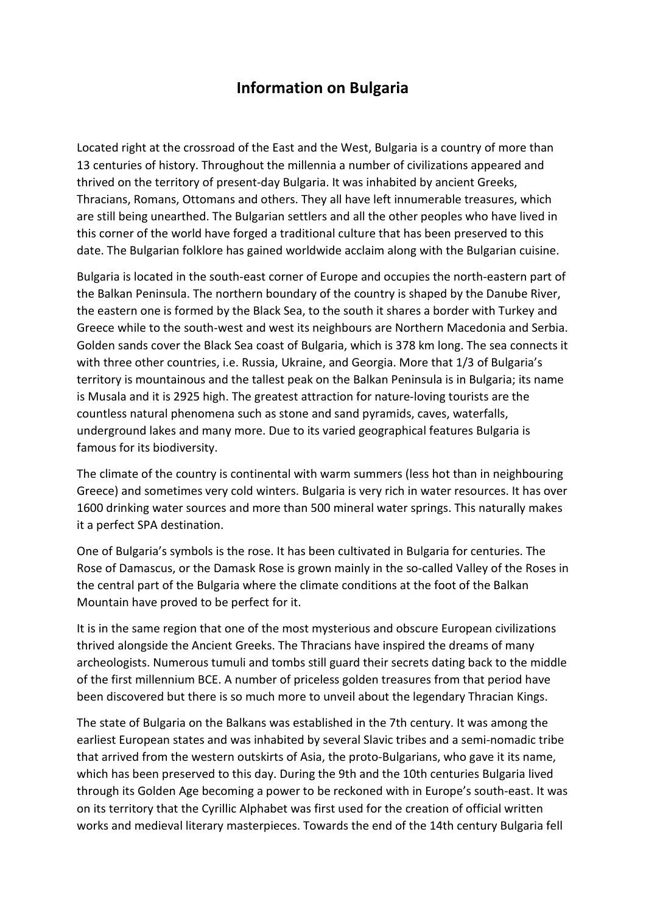# Information on Bulgaria

Located right at the crossroad of the East and the West, Bulgaria is a country of more than 13 centuries of history. Throughout the millennia a number of civilizations appeared and thrived on the territory of present-day Bulgaria. It was inhabited by ancient Greeks, Thracians, Romans, Ottomans and others. They all have left innumerable treasures, which are still being unearthed. The Bulgarian settlers and all the other peoples who have lived in this corner of the world have forged a traditional culture that has been preserved to this date. The Bulgarian folklore has gained worldwide acclaim along with the Bulgarian cuisine.

Bulgaria is located in the south-east corner of Europe and occupies the north-eastern part of the Balkan Peninsula. The northern boundary of the country is shaped by the Danube River, the eastern one is formed by the Black Sea, to the south it shares a border with Turkey and Greece while to the south-west and west its neighbours are Northern Macedonia and Serbia. Golden sands cover the Black Sea coast of Bulgaria, which is 378 km long. The sea connects it with three other countries, i.e. Russia, Ukraine, and Georgia. More that 1/3 of Bulgaria's territory is mountainous and the tallest peak on the Balkan Peninsula is in Bulgaria; its name is Musala and it is 2925 high. The greatest attraction for nature-loving tourists are the countless natural phenomena such as stone and sand pyramids, caves, waterfalls, underground lakes and many more. Due to its varied geographical features Bulgaria is famous for its biodiversity.

The climate of the country is continental with warm summers (less hot than in neighbouring Greece) and sometimes very cold winters. Bulgaria is very rich in water resources. It has over 1600 drinking water sources and more than 500 mineral water springs. This naturally makes it a perfect SPA destination.

One of Bulgaria's symbols is the rose. It has been cultivated in Bulgaria for centuries. The Rose of Damascus, or the Damask Rose is grown mainly in the so-called Valley of the Roses in the central part of the Bulgaria where the climate conditions at the foot of the Balkan Mountain have proved to be perfect for it.

It is in the same region that one of the most mysterious and obscure European civilizations thrived alongside the Ancient Greeks. The Thracians have inspired the dreams of many archeologists. Numerous tumuli and tombs still guard their secrets dating back to the middle of the first millennium BCE. A number of priceless golden treasures from that period have been discovered but there is so much more to unveil about the legendary Thracian Kings.

The state of Bulgaria on the Balkans was established in the 7th century. It was among the earliest European states and was inhabited by several Slavic tribes and a semi-nomadic tribe that arrived from the western outskirts of Asia, the proto-Bulgarians, who gave it its name, which has been preserved to this day. During the 9th and the 10th centuries Bulgaria lived through its Golden Age becoming a power to be reckoned with in Europe's south-east. It was on its territory that the Cyrillic Alphabet was first used for the creation of official written works and medieval literary masterpieces. Towards the end of the 14th century Bulgaria fell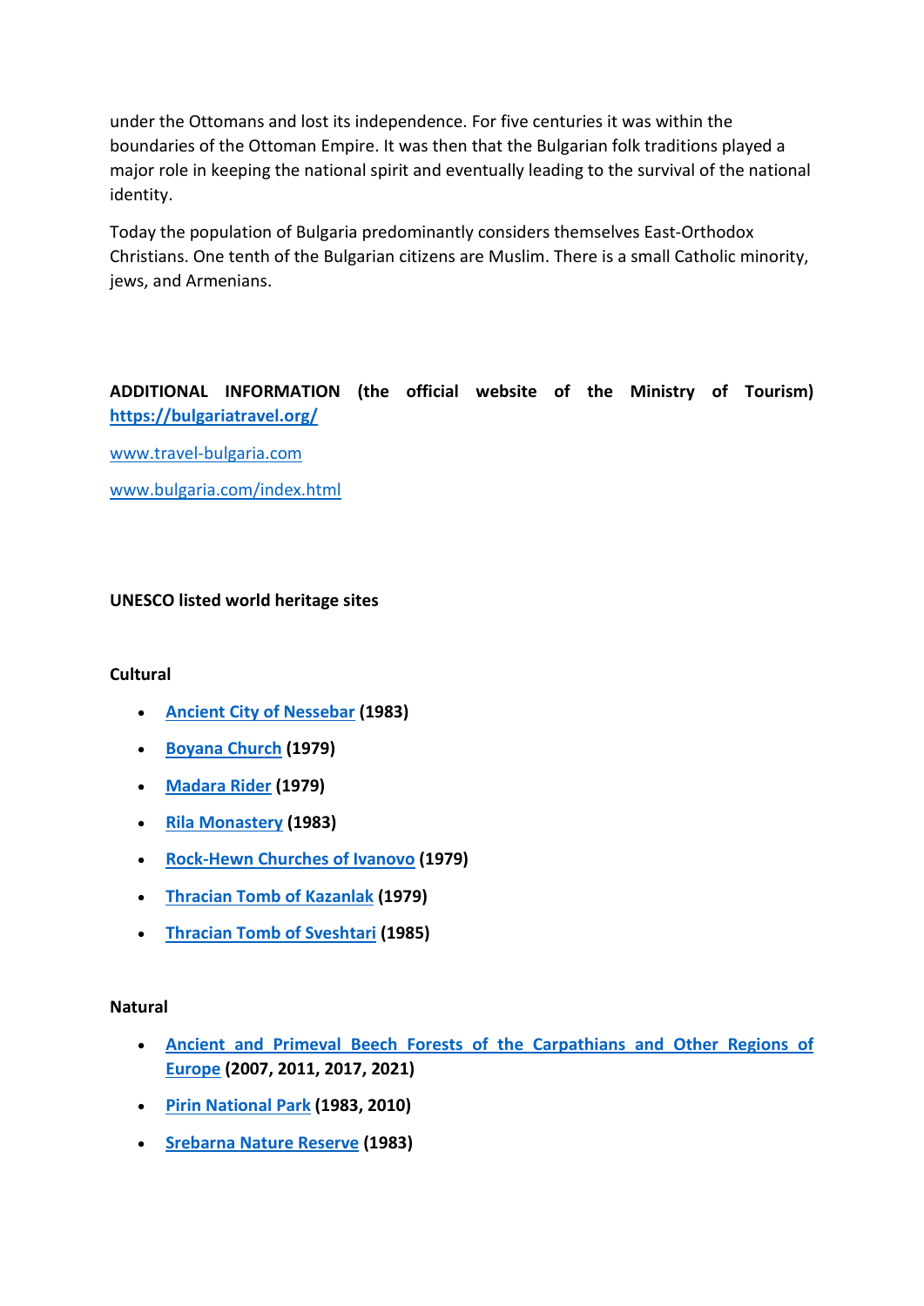under the Ottomans and lost its independence. For five centuries it was within the boundaries of the Ottoman Empire. It was then that the Bulgarian folk traditions played a major role in keeping the national spirit and eventually leading to the survival of the national identity.

Today the population of Bulgaria predominantly considers themselves East-Orthodox Christians. One tenth of the Bulgarian citizens are Muslim. There is a small Catholic minority, jews, and Armenians.

**ADDITIONAL INFORMATION (the official website of the Ministry of Tourism) [https://bulgariatravel.org/](https://bulgariatravel.org/)**

[www.travel-bulgaria.com](www.travel-bulgaria.com)

[www.bulgaria.com/index.html](www.bulgaria.com/index.html)

**UNESCO listed world heritage sites**

**Cultural**

- **Ancient City of Nessebar (1983)**
- **Boyana Church (1979)**
- **Madara Rider (1979)**
- **Rila Monastery (1983)**
- **Rock-Hewn Churches of Ivanovo (1979)**
- **Thracian Tomb of Kazanlak (1979)**
- **Thracian Tomb of Sveshtari (1985)**

**Natural**

- **Ancient and Primeval Beech Forests of the Carpathians and Other Regions of Europe (2007, 2011, 2017, 2021)**
- **Pirin National Park (1983, 2010)**
- **Srebarna Nature Reserve (1983)**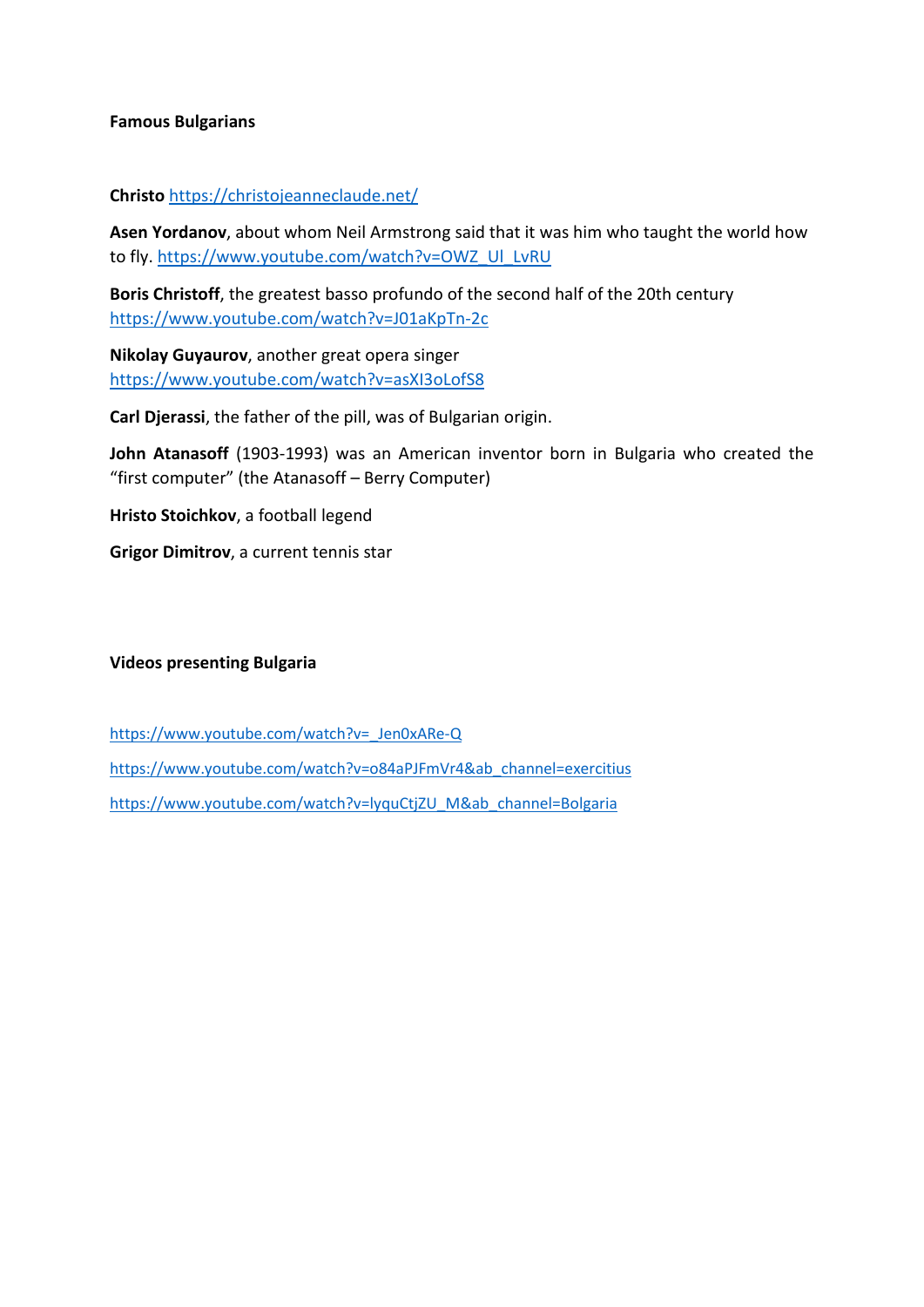**Famous Bulgarians**

**Christo** https://christojeanneclaude.net/

**Asen Yordanov**, about whom Neil Armstrong said that it was him who taught the world how to fly. https://www.youtube.com/watch?v=OWZ_Ul_LvRU

**Boris Christoff**, the greatest basso profundo of the second half of the 20th century https://www.youtube.com/watch?v=J01aKpTn-2c

**Nikolay Guyaurov**, another great opera singer https://www.youtube.com/watch?v=asXI3oLofS8

**Carl Djerassi**, the father of the pill, was of Bulgarian origin.

**John Atanasoff** (1903-1993) was an American inventor born in Bulgaria who created the "first computer" (the Atanasoff – Berry Computer)

**Hristo Stoichkov**, a football legend

**Grigor Dimitrov**, a current tennis star

**Videos presenting Bulgaria**

https://www.youtube.com/watch?v=_Jen0xARe-Q

https://www.youtube.com/watch?v=o84aPJFmVr4&ab_channel=exercitius

https://www.youtube.com/watch?v=lyquCtjZU_M&ab_channel=Bolgaria